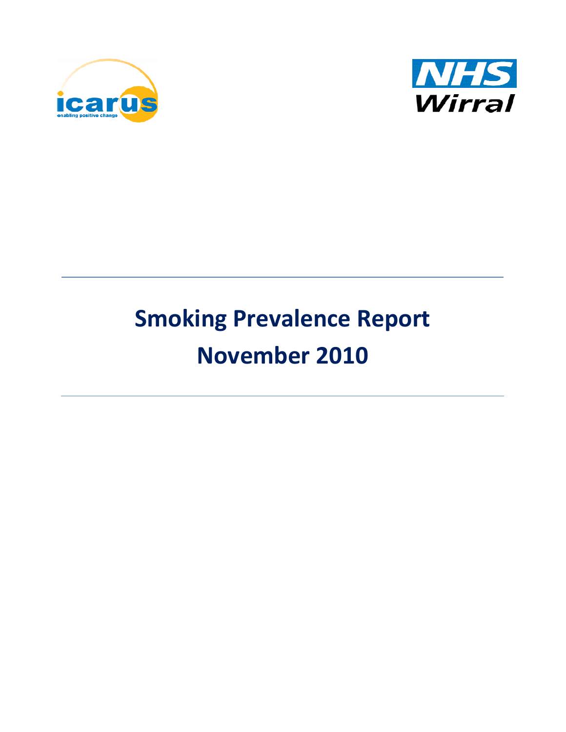# Smoking Prevalence Report

# November 2010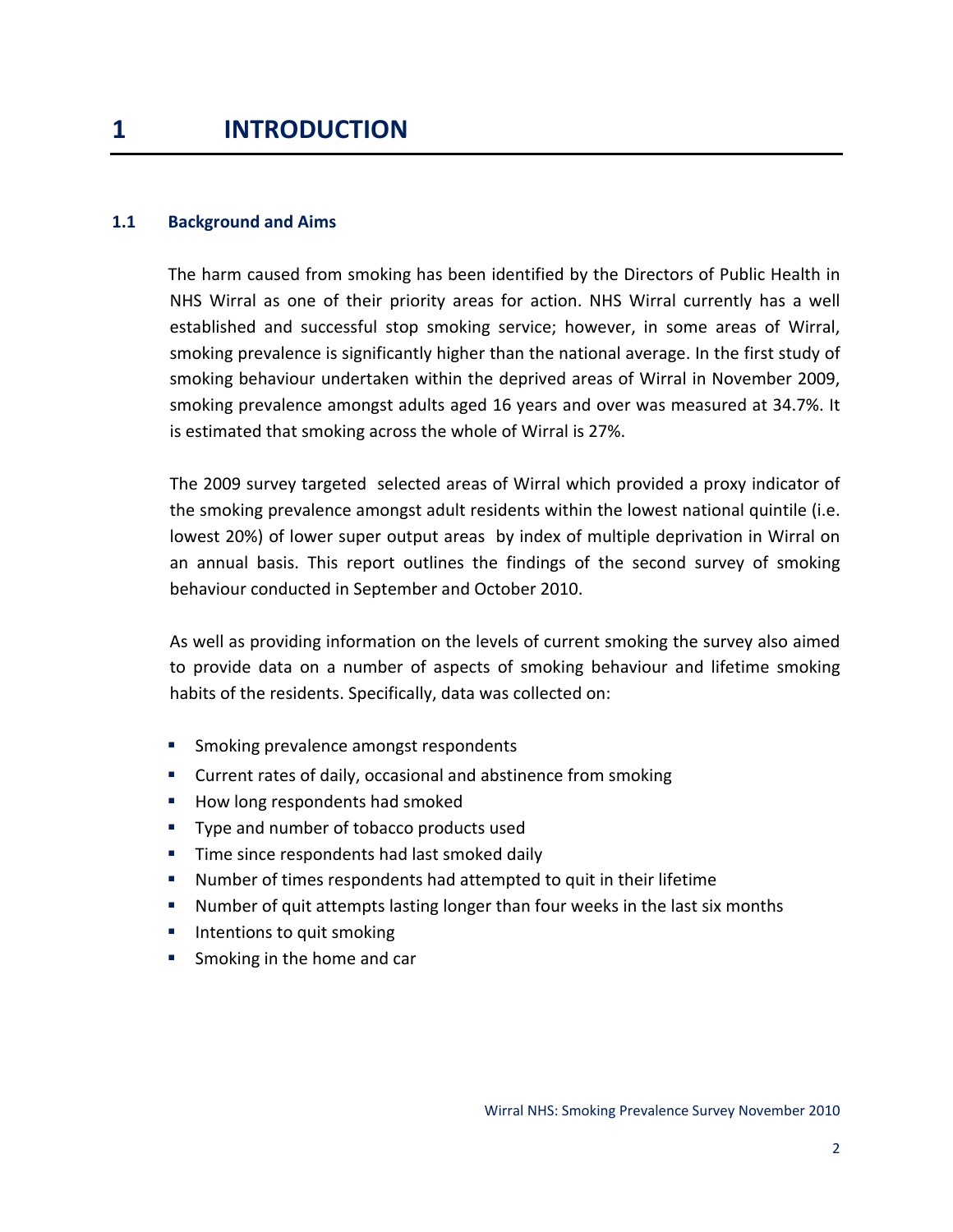# 1 INTRODUCTION

## 1.1 Background and Aims

The harm caused from smoking has been identified by the Directors of Public Health in NHS Wirral as one of their priority areas for action. NHS Wirral currently has a well established and successful stop smoking service; however, in some areas of Wirral, smoking prevalence is significantly higher than the national average. In the first study of smoking behaviour undertaken within the deprived areas of Wirral in November 2009, smoking prevalence amongst adults aged 16 years and over was measured at 34.7%. It is estimated that smoking across the whole of Wirral is 27%.

The 2009 survey targeted selected areas of Wirral which provided a proxy indicator of the smoking prevalence amongst adult residents within the lowest national quintile (i.e. lowest 20%) of lower super output areas by index of multiple deprivation in Wirral on an annual basis. This report outlines the findings of the second survey of smoking behaviour conducted in September and October 2010.

As well as providing information on the levels of current smoking the survey also aimed to provide data on a number of aspects of smoking behaviour and lifetime smoking habits of the residents. Specifically, data was collected on:

- Smoking prevalence amongst respondents
- Current rates of daily, occasional and abstinence from smoking
- How long respondents had smoked
- Type and number of tobacco products used
- Time since respondents had last smoked daily
- Number of times respondents had attempted to quit in their lifetime
- Number of quit attempts lasting longer than four weeks in the last six months
- Intentions to quit smoking
- Smoking in the home and car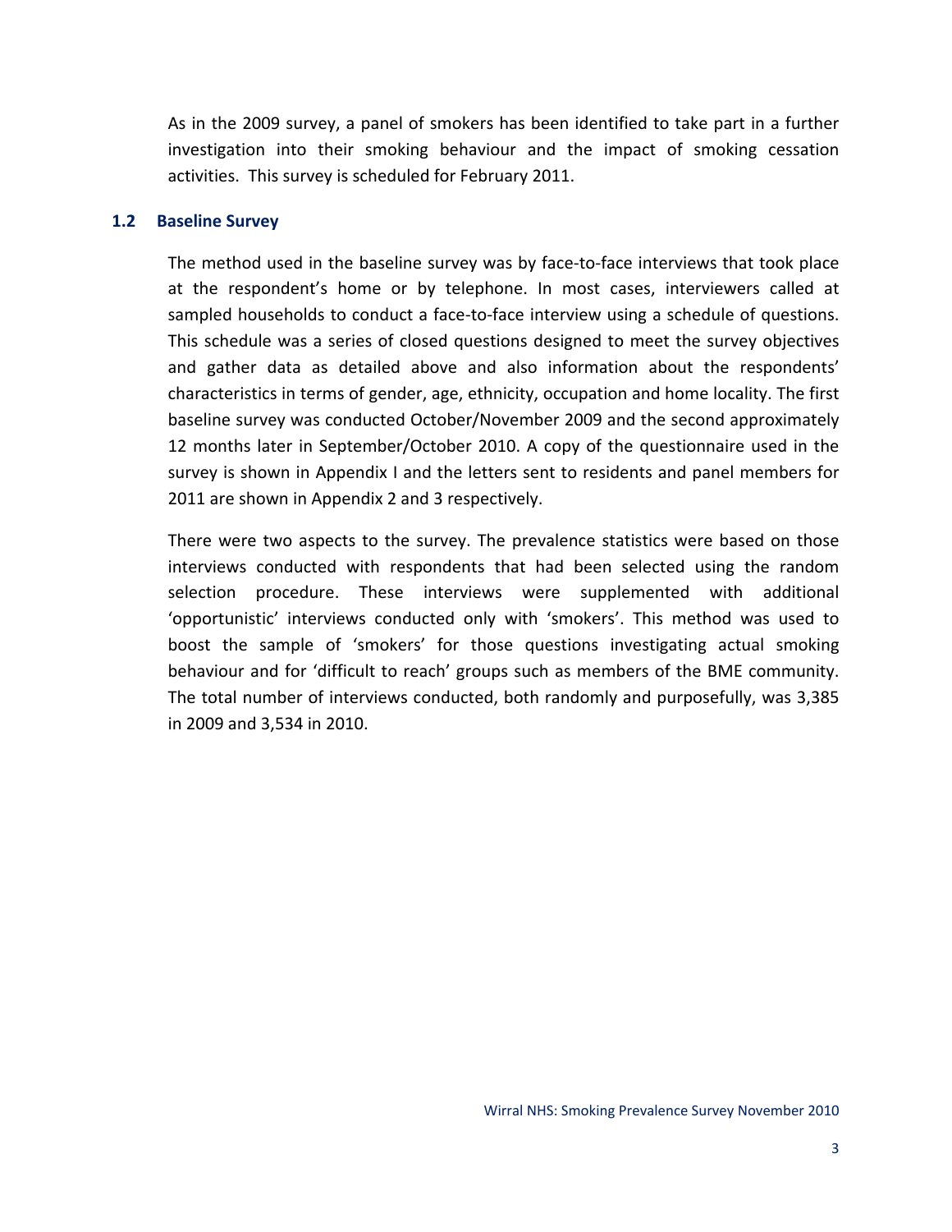As in the 2009 survey, a panel of smokers has been identified to take part in a further investigation into their smoking behaviour and the impact of smoking cessation activities. This survey is scheduled for February 2011.

## 1.2 Baseline Survey

The method used in the baseline survey was by face-to-face interviews that took place at the respondent's home or by telephone. In most cases, interviewers called at sampled households to conduct a face-to-face interview using a schedule of questions. This schedule was a series of closed questions designed to meet the survey objectives and gather data as detailed above and also information about the respondents' characteristics in terms of gender, age, ethnicity, occupation and home locality. The first baseline survey was conducted October/November 2009 and the second approximately 12 months later in September/October 2010. A copy of the questionnaire used in the survey is shown in Appendix I and the letters sent to residents and panel members for 2011 are shown in Appendix 2 and 3 respectively.

There were two aspects to the survey. The prevalence statistics were based on those interviews conducted with respondents that had been selected using the random selection procedure. These interviews were supplemented with additional 'opportunistic' interviews conducted only with 'smokers'. This method was used to boost the sample of 'smokers' for those questions investigating actual smoking behaviour and for 'difficult to reach' groups such as members of the BME community. The total number of interviews conducted, both randomly and purposefully, was 3,385 in 2009 and 3,534 in 2010.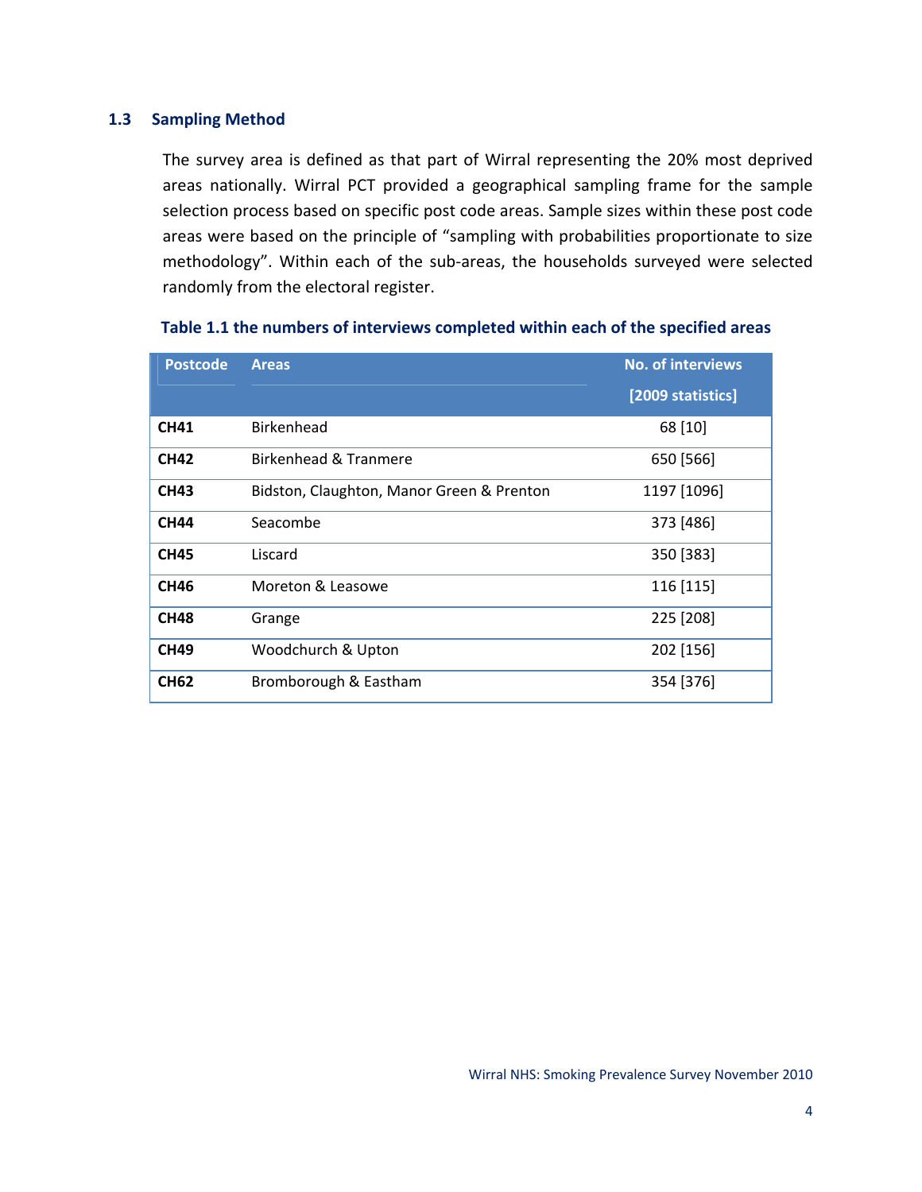## 1.3 Sampling Method

The survey area is defined as that part of Wirral representing the 20% most deprived areas nationally. Wirral PCT provided a geographical sampling frame for the sample selection process based on specific post code areas. Sample sizes within these post code areas were based on the principle of "sampling with probabilities proportionate to size methodology". Within each of the sub-areas, the households surveyed were selected randomly from the electoral register.

**Table 1.1 the numbers of interviews completed within each of the specified areas**

| Postcode | Areas | No. of interviews [2009 statistics] |
|---|---|---|
| **CH41** | Birkenhead | 68 [10] |
| **CH42** | Birkenhead & Tranmere | 650 [566] |
| **CH43** | Bidston, Claughton, Manor Green & Prenton | 1197 [1096] |
| **CH44** | Seacombe | 373 [486] |
| **CH45** | Liscard | 350 [383] |
| **CH46** | Moreton & Leasowe | 116 [115] |
| **CH48** | Grange | 225 [208] |
| **CH49** | Woodchurch & Upton | 202 [156] |
| **CH62** | Bromborough & Eastham | 354 [376] |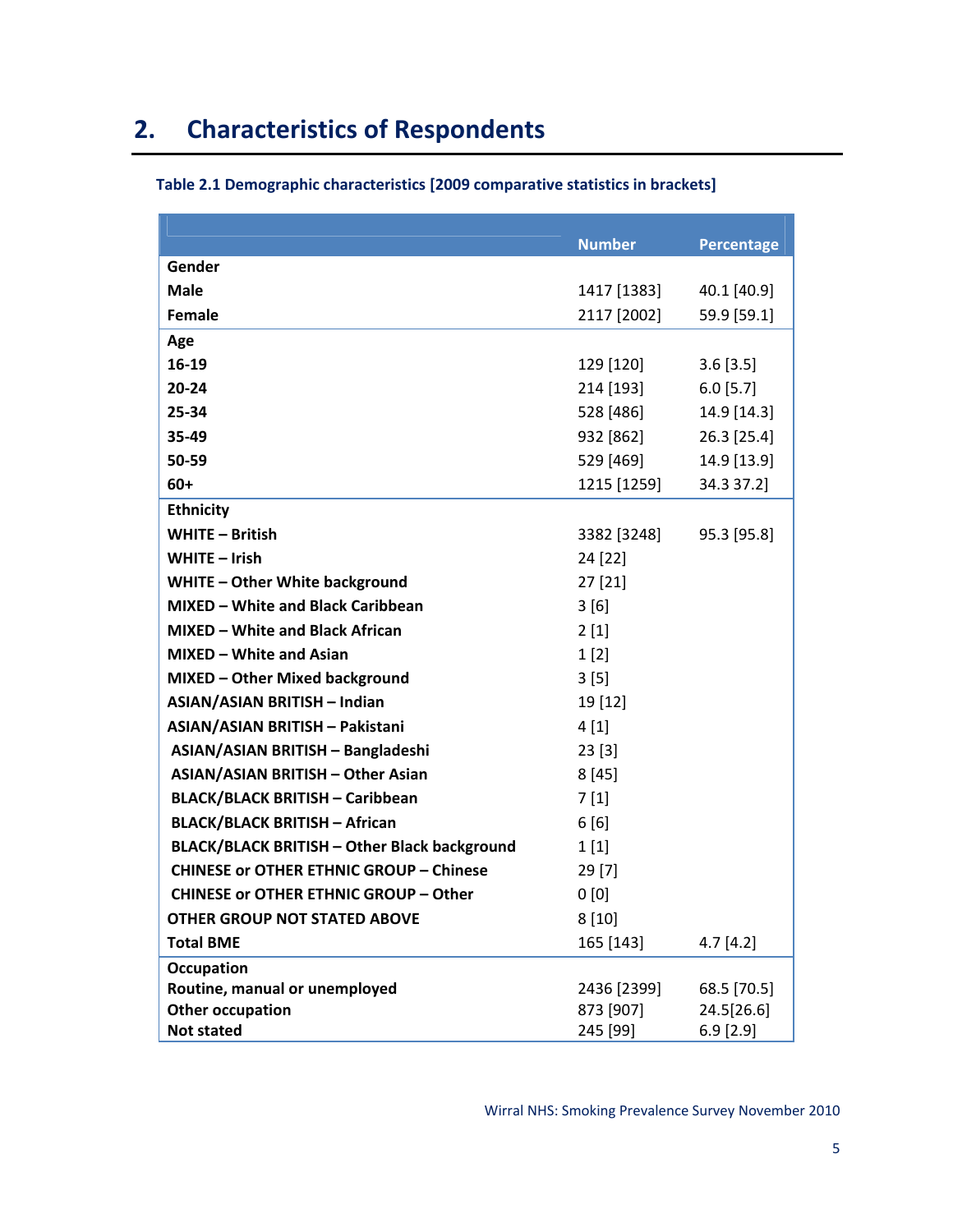## 2. Characteristics of Respondents

**Table 2.1 Demographic characteristics [2009 comparative statistics in brackets]**

| | Number | Percentage |
|---|---|---|
| **Gender** | | |
| **Male** | 1417 [1383] | 40.1 [40.9] |
| **Female** | 2117 [2002] | 59.9 [59.1] |
| **Age** | | |
| **16-19** | 129 [120] | 3.6 [3.5] |
| **20-24** | 214 [193] | 6.0 [5.7] |
| **25-34** | 528 [486] | 14.9 [14.3] |
| **35-49** | 932 [862] | 26.3 [25.4] |
| **50-59** | 529 [469] | 14.9 [13.9] |
| **60+** | 1215 [1259] | 34.3 37.2] |
| **Ethnicity** | | |
| **WHITE – British** | 3382 [3248] | 95.3 [95.8] |
| **WHITE – Irish** | 24 [22] | |
| **WHITE – Other White background** | 27 [21] | |
| **MIXED – White and Black Caribbean** | 3 [6] | |
| **MIXED – White and Black African** | 2 [1] | |
| **MIXED – White and Asian** | 1 [2] | |
| **MIXED – Other Mixed background** | 3 [5] | |
| **ASIAN/ASIAN BRITISH – Indian** | 19 [12] | |
| **ASIAN/ASIAN BRITISH – Pakistani** | 4 [1] | |
| **ASIAN/ASIAN BRITISH – Bangladeshi** | 23 [3] | |
| **ASIAN/ASIAN BRITISH – Other Asian** | 8 [45] | |
| **BLACK/BLACK BRITISH – Caribbean** | 7 [1] | |
| **BLACK/BLACK BRITISH – African** | 6 [6] | |
| **BLACK/BLACK BRITISH – Other Black background** | 1 [1] | |
| **CHINESE or OTHER ETHNIC GROUP – Chinese** | 29 [7] | |
| **CHINESE or OTHER ETHNIC GROUP – Other** | 0 [0] | |
| **OTHER GROUP NOT STATED ABOVE** | 8 [10] | |
| **Total BME** | 165 [143] | 4.7 [4.2] |
| **Occupation** | | |
| **Routine, manual or unemployed** | 2436 [2399] | 68.5 [70.5] |
| **Other occupation** | 873 [907] | 24.5[26.6] |
| **Not stated** | 245 [99] | 6.9 [2.9] |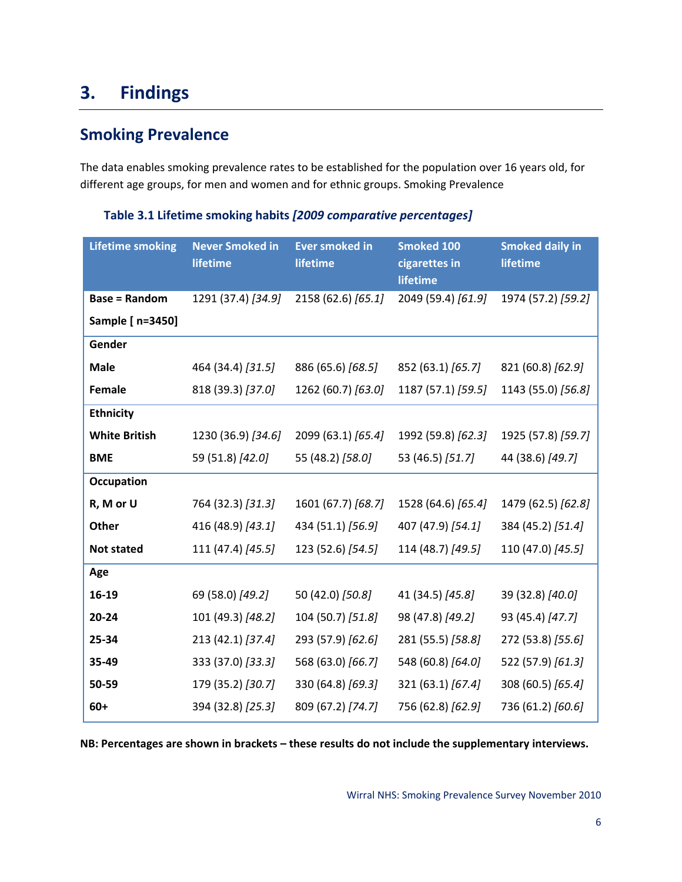# 3. Findings

## Smoking Prevalence

The data enables smoking prevalence rates to be established for the population over 16 years old, for different age groups, for men and women and for ethnic groups. Smoking Prevalence

### Table 3.1 Lifetime smoking habits *[2009 comparative percentages]*

| Lifetime smoking | Never Smoked in lifetime | Ever smoked in lifetime | Smoked 100 cigarettes in lifetime | Smoked daily in lifetime |
|---|---|---|---|---|
| **Base = Random Sample [ n=3450]** | 1291 (37.4) *[34.9]* | 2158 (62.6) *[65.1]* | 2049 (59.4) *[61.9]* | 1974 (57.2) *[59.2]* |
| **Gender** | | | | |
| **Male** | 464 (34.4) *[31.5]* | 886 (65.6) *[68.5]* | 852 (63.1) *[65.7]* | 821 (60.8) *[62.9]* |
| **Female** | 818 (39.3) *[37.0]* | 1262 (60.7) *[63.0]* | 1187 (57.1) *[59.5]* | 1143 (55.0) *[56.8]* |
| **Ethnicity** | | | | |
| **White British** | 1230 (36.9) *[34.6]* | 2099 (63.1) *[65.4]* | 1992 (59.8) *[62.3]* | 1925 (57.8) *[59.7]* |
| **BME** | 59 (51.8) *[42.0]* | 55 (48.2) *[58.0]* | 53 (46.5) *[51.7]* | 44 (38.6) *[49.7]* |
| **Occupation** | | | | |
| **R, M or U** | 764 (32.3) *[31.3]* | 1601 (67.7) *[68.7]* | 1528 (64.6) *[65.4]* | 1479 (62.5) *[62.8]* |
| **Other** | 416 (48.9) *[43.1]* | 434 (51.1) *[56.9]* | 407 (47.9) *[54.1]* | 384 (45.2) *[51.4]* |
| **Not stated** | 111 (47.4) *[45.5]* | 123 (52.6) *[54.5]* | 114 (48.7) *[49.5]* | 110 (47.0) *[45.5]* |
| **Age** | | | | |
| **16-19** | 69 (58.0) *[49.2]* | 50 (42.0) *[50.8]* | 41 (34.5) *[45.8]* | 39 (32.8) *[40.0]* |
| **20-24** | 101 (49.3) *[48.2]* | 104 (50.7) *[51.8]* | 98 (47.8) *[49.2]* | 93 (45.4) *[47.7]* |
| **25-34** | 213 (42.1) *[37.4]* | 293 (57.9) *[62.6]* | 281 (55.5) *[58.8]* | 272 (53.8) *[55.6]* |
| **35-49** | 333 (37.0) *[33.3]* | 568 (63.0) *[66.7]* | 548 (60.8) *[64.0]* | 522 (57.9) *[61.3]* |
| **50-59** | 179 (35.2) *[30.7]* | 330 (64.8) *[69.3]* | 321 (63.1) *[67.4]* | 308 (60.5) *[65.4]* |
| **60+** | 394 (32.8) *[25.3]* | 809 (67.2) *[74.7]* | 756 (62.8) *[62.9]* | 736 (61.2) *[60.6]* |

**NB: Percentages are shown in brackets – these results do not include the supplementary interviews.**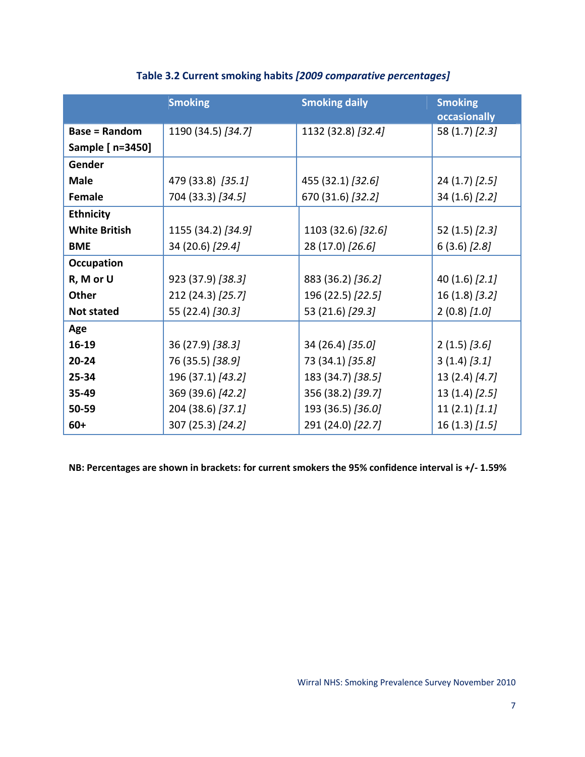### Table 3.2 Current smoking habits *[2009 comparative percentages]*

| | Smoking | Smoking daily | Smoking occasionally |
|---|---|---|---|
| **Base = Random Sample [ n=3450]** | 1190 (34.5) *[34.7]* | 1132 (32.8) *[32.4]* | 58 (1.7) *[2.3]* |
| **Gender** | | | |
| **Male** | 479 (33.8) *[35.1]* | 455 (32.1) *[32.6]* | 24 (1.7) *[2.5]* |
| **Female** | 704 (33.3) *[34.5]* | 670 (31.6) *[32.2]* | 34 (1.6) *[2.2]* |
| **Ethnicity** | | | |
| **White British** | 1155 (34.2) *[34.9]* | 1103 (32.6) *[32.6]* | 52 (1.5) *[2.3]* |
| **BME** | 34 (20.6) *[29.4]* | 28 (17.0) *[26.6]* | 6 (3.6) *[2.8]* |
| **Occupation** | | | |
| **R, M or U** | 923 (37.9) *[38.3]* | 883 (36.2) *[36.2]* | 40 (1.6) *[2.1]* |
| **Other** | 212 (24.3) *[25.7]* | 196 (22.5) *[22.5]* | 16 (1.8) *[3.2]* |
| **Not stated** | 55 (22.4) *[30.3]* | 53 (21.6) *[29.3]* | 2 (0.8) *[1.0]* |
| **Age** | | | |
| **16-19** | 36 (27.9) *[38.3]* | 34 (26.4) *[35.0]* | 2 (1.5) *[3.6]* |
| **20-24** | 76 (35.5) *[38.9]* | 73 (34.1) *[35.8]* | 3 (1.4) *[3.1]* |
| **25-34** | 196 (37.1) *[43.2]* | 183 (34.7) *[38.5]* | 13 (2.4) *[4.7]* |
| **35-49** | 369 (39.6) *[42.2]* | 356 (38.2) *[39.7]* | 13 (1.4) *[2.5]* |
| **50-59** | 204 (38.6) *[37.1]* | 193 (36.5) *[36.0]* | 11 (2.1) *[1.1]* |
| **60+** | 307 (25.3) *[24.2]* | 291 (24.0) *[22.7]* | 16 (1.3) *[1.5]* |

**NB: Percentages are shown in brackets: for current smokers the 95% confidence interval is +/- 1.59%**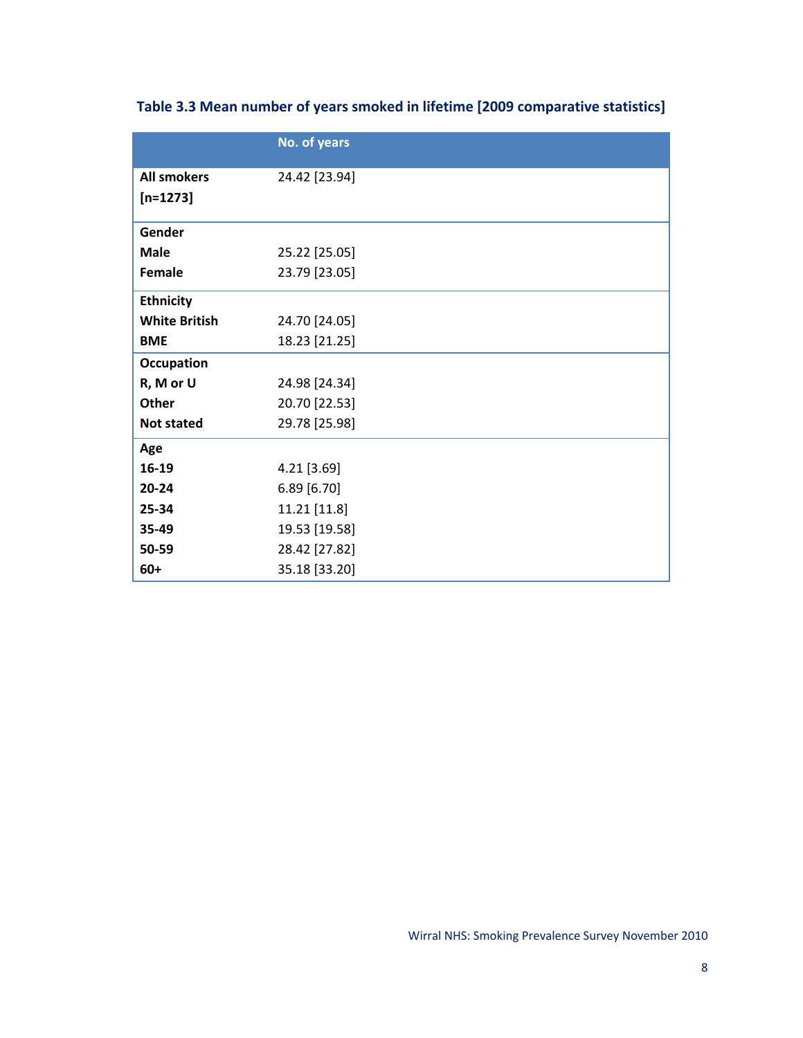### Table 3.3 Mean number of years smoked in lifetime [2009 comparative statistics]

| | No. of years |
|---|---|
| **All smokers [n=1273]** | 24.42 [23.94] |
| **Gender** | |
| **Male** | 25.22 [25.05] |
| **Female** | 23.79 [23.05] |
| **Ethnicity** | |
| **White British** | 24.70 [24.05] |
| **BME** | 18.23 [21.25] |
| **Occupation** | |
| **R, M or U** | 24.98 [24.34] |
| **Other** | 20.70 [22.53] |
| **Not stated** | 29.78 [25.98] |
| **Age** | |
| **16-19** | 4.21 [3.69] |
| **20-24** | 6.89 [6.70] |
| **25-34** | 11.21 [11.8] |
| **35-49** | 19.53 [19.58] |
| **50-59** | 28.42 [27.82] |
| **60+** | 35.18 [33.20] |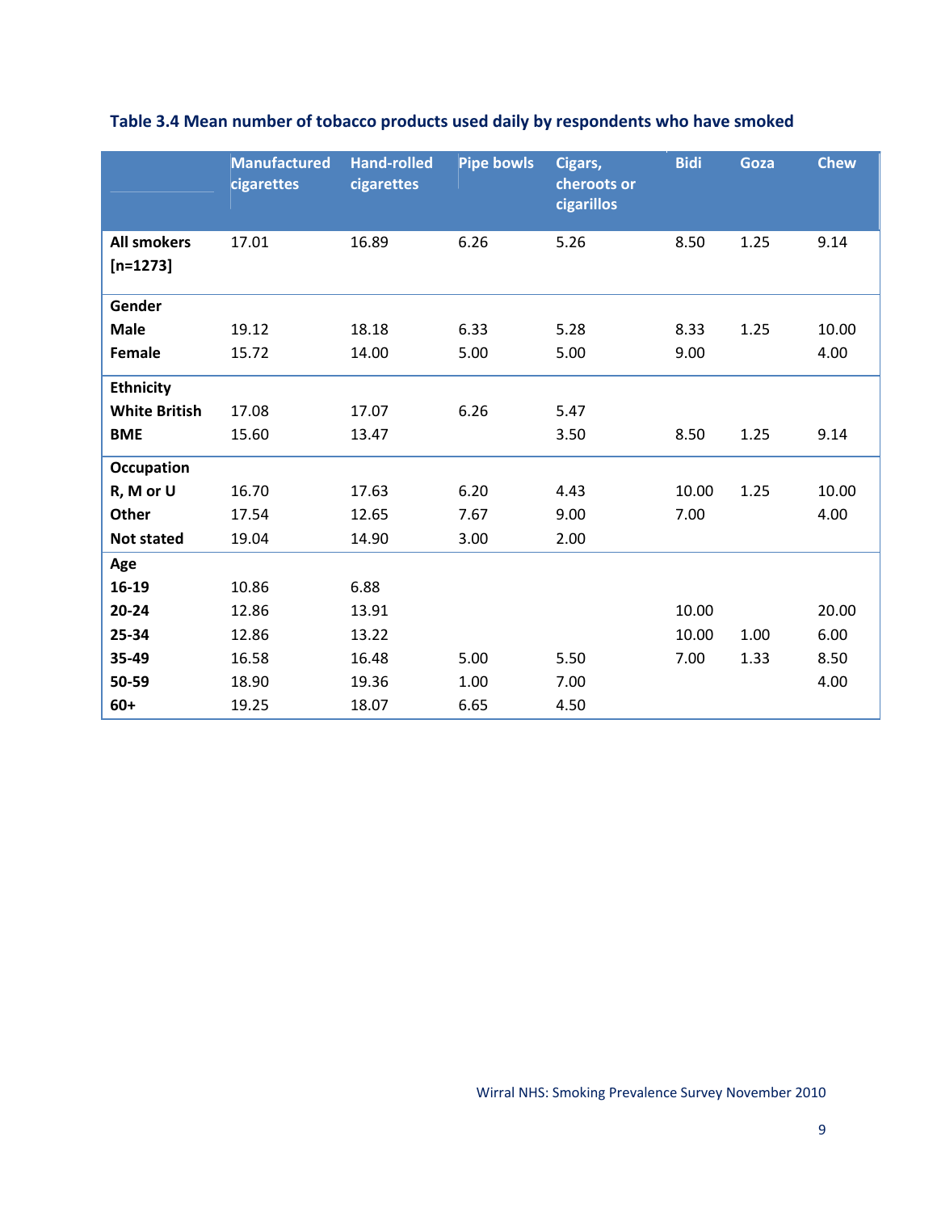### Table 3.4 Mean number of tobacco products used daily by respondents who have smoked

| | Manufactured cigarettes | Hand-rolled cigarettes | Pipe bowls | Cigars, cheroots or cigarillos | Bidi | Goza | Chew |
|---|---|---|---|---|---|---|---|
| **All smokers [n=1273]** | 17.01 | 16.89 | 6.26 | 5.26 | 8.50 | 1.25 | 9.14 |
| **Gender** | | | | | | | |
| **Male** | 19.12 | 18.18 | 6.33 | 5.28 | 8.33 | 1.25 | 10.00 |
| **Female** | 15.72 | 14.00 | 5.00 | 5.00 | 9.00 | | 4.00 |
| **Ethnicity** | | | | | | | |
| **White British** | 17.08 | 17.07 | 6.26 | 5.47 | | | |
| **BME** | 15.60 | 13.47 | | 3.50 | 8.50 | 1.25 | 9.14 |
| **Occupation** | | | | | | | |
| **R, M or U** | 16.70 | 17.63 | 6.20 | 4.43 | 10.00 | 1.25 | 10.00 |
| **Other** | 17.54 | 12.65 | 7.67 | 9.00 | 7.00 | | 4.00 |
| **Not stated** | 19.04 | 14.90 | 3.00 | 2.00 | | | |
| **Age** | | | | | | | |
| **16-19** | 10.86 | 6.88 | | | | | |
| **20-24** | 12.86 | 13.91 | | | 10.00 | | 20.00 |
| **25-34** | 12.86 | 13.22 | | | 10.00 | 1.00 | 6.00 |
| **35-49** | 16.58 | 16.48 | 5.00 | 5.50 | 7.00 | 1.33 | 8.50 |
| **50-59** | 18.90 | 19.36 | 1.00 | 7.00 | | | 4.00 |
| **60+** | 19.25 | 18.07 | 6.65 | 4.50 | | | |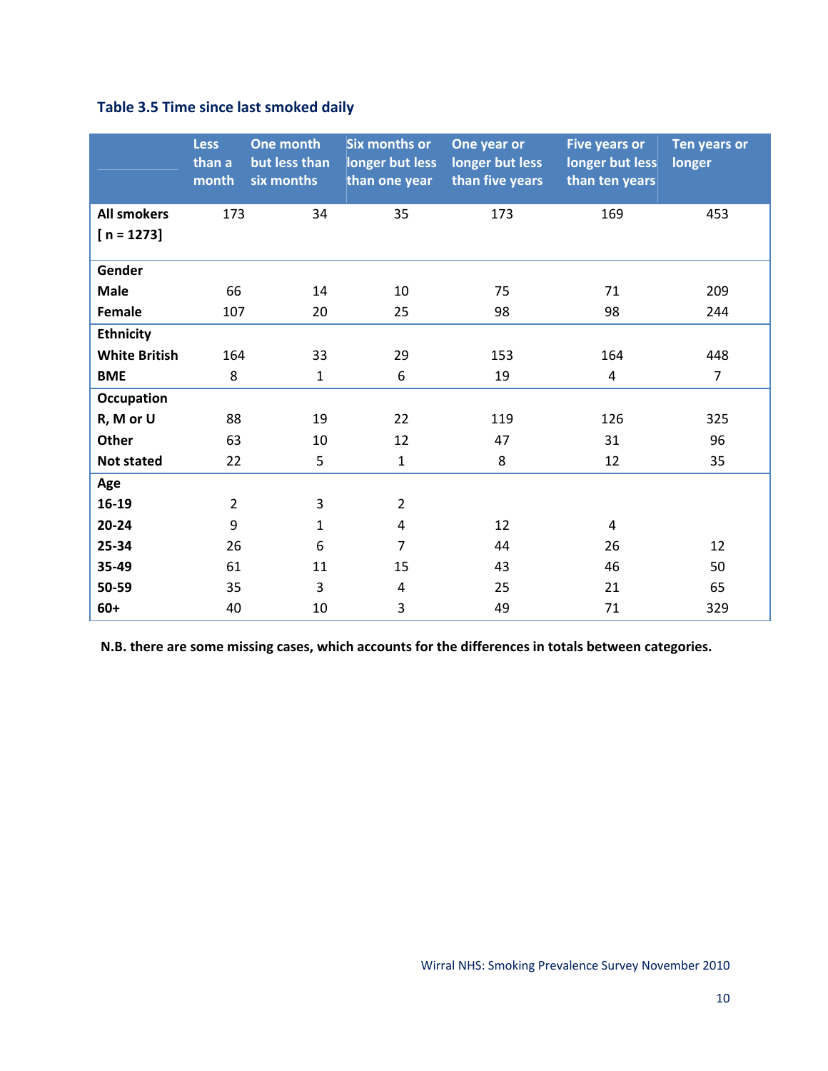### Table 3.5 Time since last smoked daily

| | Less than a month | One month but less than six months | Six months or longer but less than one year | One year or longer but less than five years | Five years or longer but less than ten years | Ten years or longer |
|---|---|---|---|---|---|---|
| **All smokers [ n = 1273]** | 173 | 34 | 35 | 173 | 169 | 453 |
| **Gender** | | | | | | |
| **Male** | 66 | 14 | 10 | 75 | 71 | 209 |
| **Female** | 107 | 20 | 25 | 98 | 98 | 244 |
| **Ethnicity** | | | | | | |
| **White British** | 164 | 33 | 29 | 153 | 164 | 448 |
| **BME** | 8 | 1 | 6 | 19 | 4 | 7 |
| **Occupation** | | | | | | |
| **R, M or U** | 88 | 19 | 22 | 119 | 126 | 325 |
| **Other** | 63 | 10 | 12 | 47 | 31 | 96 |
| **Not stated** | 22 | 5 | 1 | 8 | 12 | 35 |
| **Age** | | | | | | |
| **16-19** | 2 | 3 | 2 | | | |
| **20-24** | 9 | 1 | 4 | 12 | 4 | |
| **25-34** | 26 | 6 | 7 | 44 | 26 | 12 |
| **35-49** | 61 | 11 | 15 | 43 | 46 | 50 |
| **50-59** | 35 | 3 | 4 | 25 | 21 | 65 |
| **60+** | 40 | 10 | 3 | 49 | 71 | 329 |

**N.B. there are some missing cases, which accounts for the differences in totals between categories.**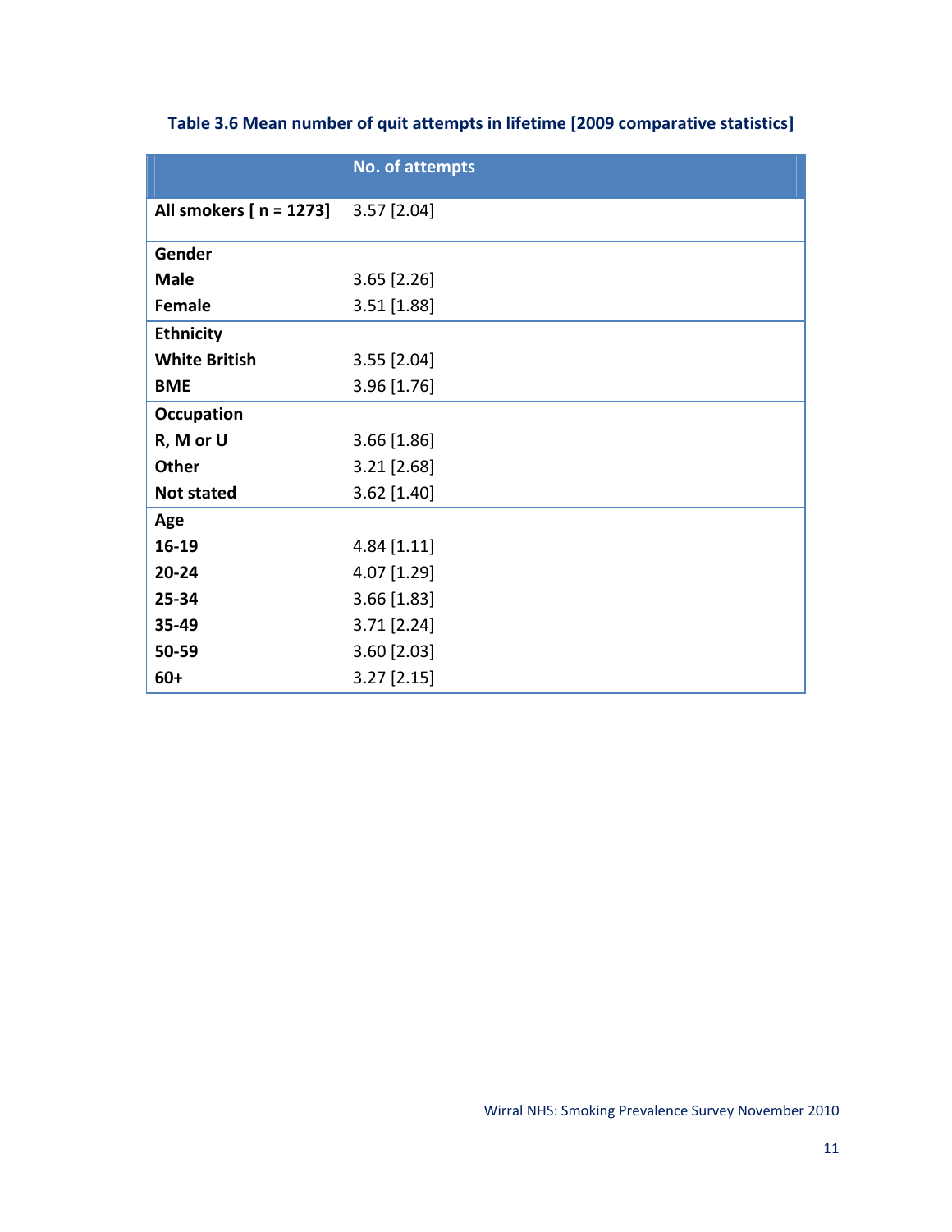**Table 3.6 Mean number of quit attempts in lifetime [2009 comparative statistics]**

| | No. of attempts |
|---|---|
| **All smokers [ n = 1273]** | 3.57 [2.04] |
| **Gender** | |
| **Male** | 3.65 [2.26] |
| **Female** | 3.51 [1.88] |
| **Ethnicity** | |
| **White British** | 3.55 [2.04] |
| **BME** | 3.96 [1.76] |
| **Occupation** | |
| **R, M or U** | 3.66 [1.86] |
| **Other** | 3.21 [2.68] |
| **Not stated** | 3.62 [1.40] |
| **Age** | |
| **16-19** | 4.84 [1.11] |
| **20-24** | 4.07 [1.29] |
| **25-34** | 3.66 [1.83] |
| **35-49** | 3.71 [2.24] |
| **50-59** | 3.60 [2.03] |
| **60+** | 3.27 [2.15] |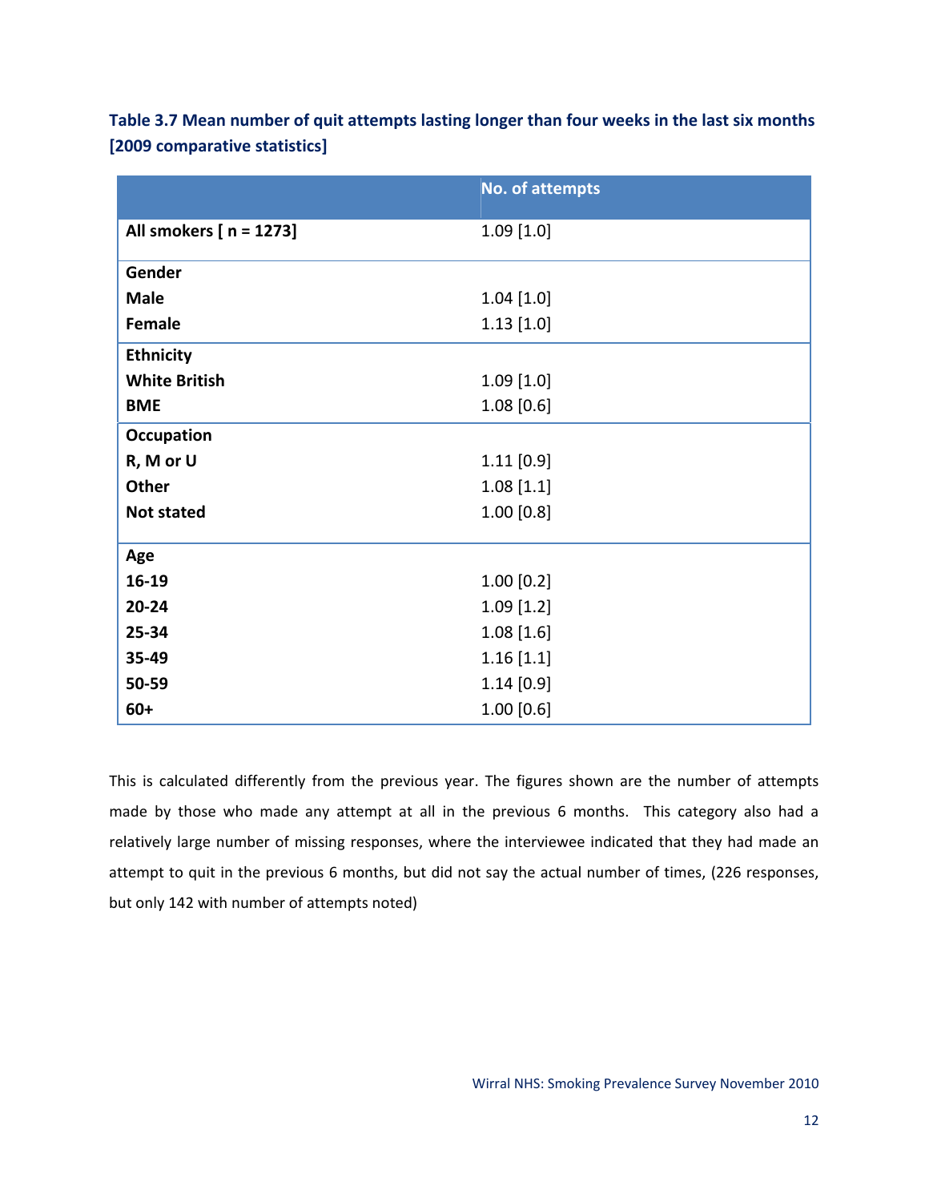**Table 3.7 Mean number of quit attempts lasting longer than four weeks in the last six months [2009 comparative statistics]**

| | No. of attempts |
|---|---|
| **All smokers [ n = 1273]** | 1.09 [1.0] |
| **Gender** | |
| **Male** | 1.04 [1.0] |
| **Female** | 1.13 [1.0] |
| **Ethnicity** | |
| **White British** | 1.09 [1.0] |
| **BME** | 1.08 [0.6] |
| **Occupation** | |
| **R, M or U** | 1.11 [0.9] |
| **Other** | 1.08 [1.1] |
| **Not stated** | 1.00 [0.8] |
| **Age** | |
| **16-19** | 1.00 [0.2] |
| **20-24** | 1.09 [1.2] |
| **25-34** | 1.08 [1.6] |
| **35-49** | 1.16 [1.1] |
| **50-59** | 1.14 [0.9] |
| **60+** | 1.00 [0.6] |

This is calculated differently from the previous year. The figures shown are the number of attempts made by those who made any attempt at all in the previous 6 months. This category also had a relatively large number of missing responses, where the interviewee indicated that they had made an attempt to quit in the previous 6 months, but did not say the actual number of times, (226 responses, but only 142 with number of attempts noted)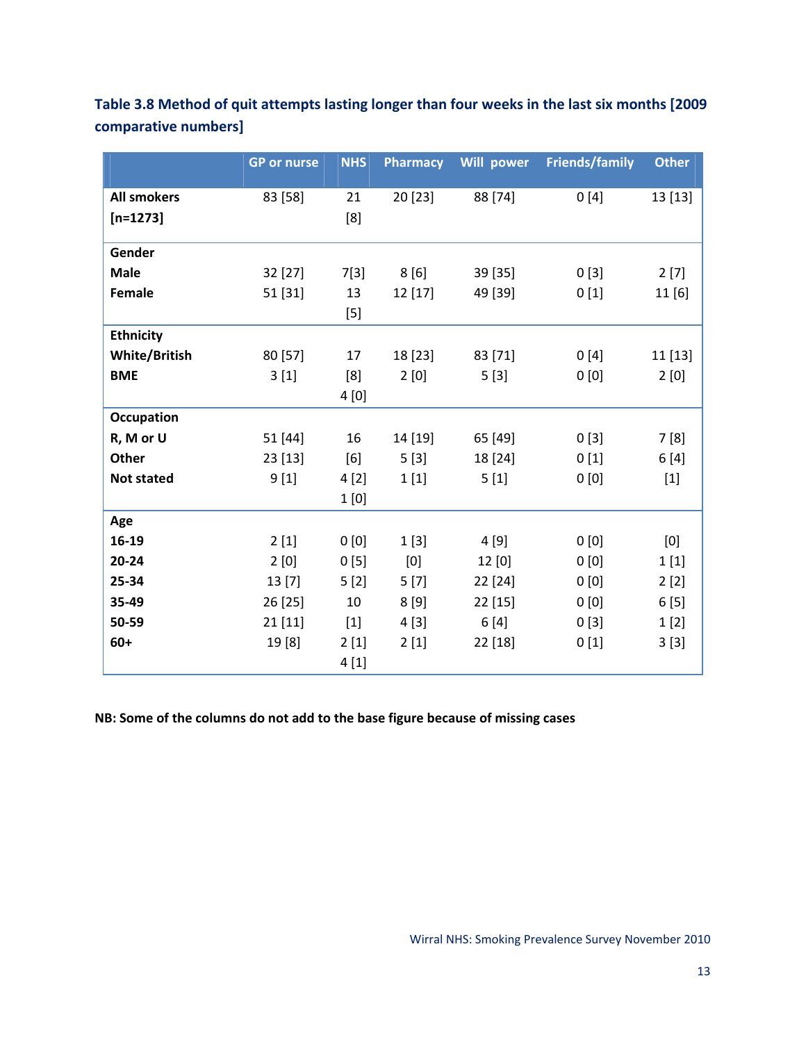**Table 3.8 Method of quit attempts lasting longer than four weeks in the last six months [2009 comparative numbers]**

| | GP or nurse | NHS | Pharmacy | Will power | Friends/family | Other |
|---|---|---|---|---|---|---|
| **All smokers [n=1273]** | 83 [58] | 21 [8] | 20 [23] | 88 [74] | 0 [4] | 13 [13] |
| **Gender** | | | | | | |
| **Male** | 32 [27] | 7[3] | 8 [6] | 39 [35] | 0 [3] | 2 [7] |
| **Female** | 51 [31] | 13 [5] | 12 [17] | 49 [39] | 0 [1] | 11 [6] |
| **Ethnicity** | | | | | | |
| **White/British** | 80 [57] | 17 [8] | 18 [23] | 83 [71] | 0 [4] | 11 [13] |
| **BME** | 3 [1] | 4 [0] | 2 [0] | 5 [3] | 0 [0] | 2 [0] |
| **Occupation** | | | | | | |
| **R, M or U** | 51 [44] | 16 [6] | 14 [19] | 65 [49] | 0 [3] | 7 [8] |
| **Other** | 23 [13] | 4 [2] | 5 [3] | 18 [24] | 0 [1] | 6 [4] |
| **Not stated** | 9 [1] | 1 [0] | 1 [1] | 5 [1] | 0 [0] | [1] |
| **Age** | | | | | | |
| **16-19** | 2 [1] | 0 [0] | 1 [3] | 4 [9] | 0 [0] | [0] |
| **20-24** | 2 [0] | 0 [5] | [0] | 12 [0] | 0 [0] | 1 [1] |
| **25-34** | 13 [7] | 5 [2] | 5 [7] | 22 [24] | 0 [0] | 2 [2] |
| **35-49** | 26 [25] | 10 [1] | 8 [9] | 22 [15] | 0 [0] | 6 [5] |
| **50-59** | 21 [11] | 2 [1] | 4 [3] | 6 [4] | 0 [3] | 1 [2] |
| **60+** | 19 [8] | 4 [1] | 2 [1] | 22 [18] | 0 [1] | 3 [3] |

**NB: Some of the columns do not add to the base figure because of missing cases**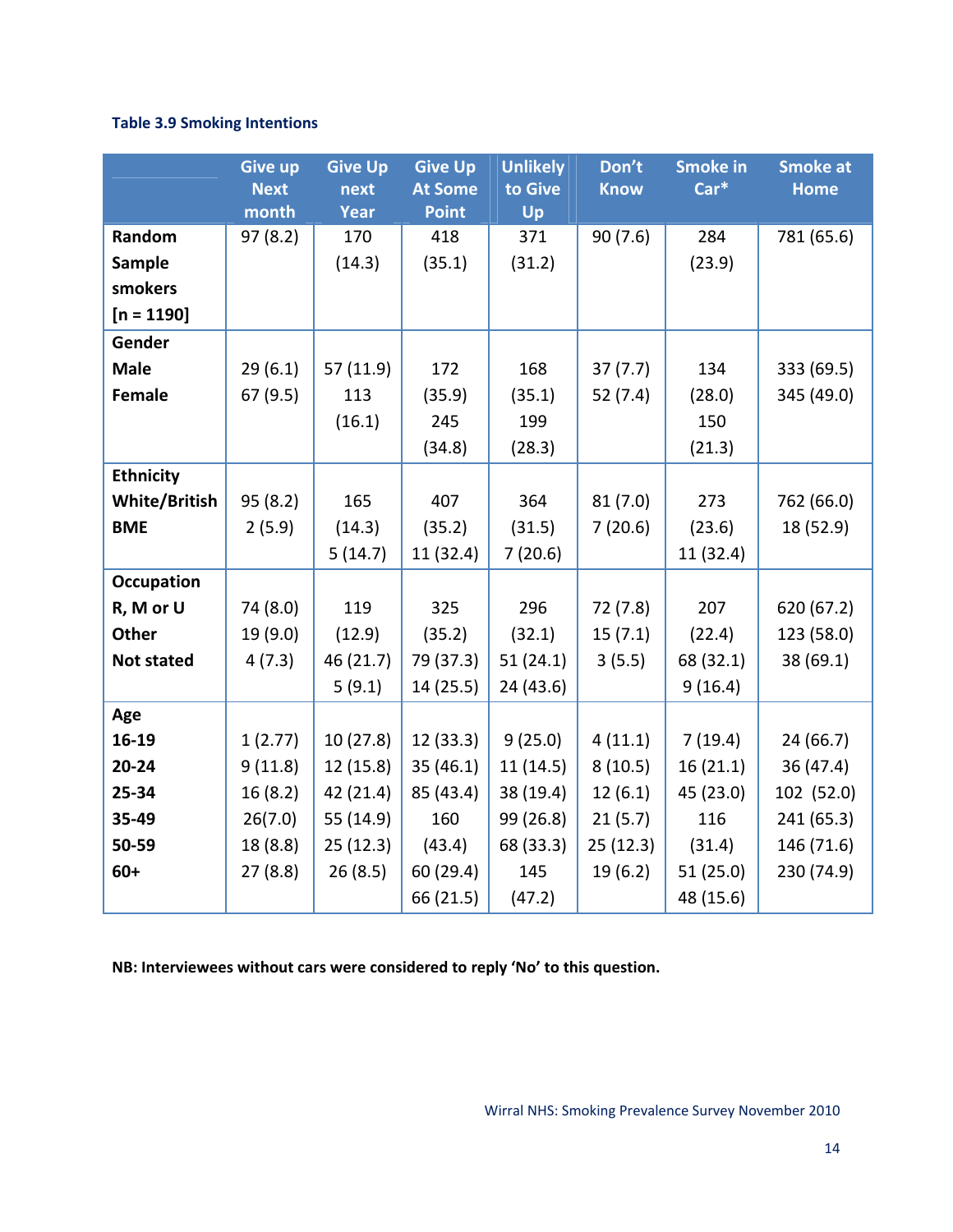### Table 3.9 Smoking Intentions

| | Give up Next month | Give Up next Year | Give Up At Some Point | Unlikely to Give Up | Don't Know | Smoke in Car* | Smoke at Home |
|---|---|---|---|---|---|---|---|
| **Random Sample smokers [n = 1190]** | 97 (8.2) | 170 (14.3) | 418 (35.1) | 371 (31.2) | 90 (7.6) | 284 (23.9) | 781 (65.6) |
| **Gender** | | | | | | | |
| **Male** | 29 (6.1) | 57 (11.9) | 172 (35.9) | 168 (35.1) | 37 (7.7) | 134 (28.0) | 333 (69.5) |
| **Female** | 67 (9.5) | 113 (16.1) | 245 (34.8) | 199 (28.3) | 52 (7.4) | 150 (21.3) | 345 (49.0) |
| **Ethnicity** | | | | | | | |
| **White/British** | 95 (8.2) | 165 (14.3) | 407 (35.2) | 364 (31.5) | 81 (7.0) | 273 (23.6) | 762 (66.0) |
| **BME** | 2 (5.9) | 5 (14.7) | 11 (32.4) | 7 (20.6) | 7 (20.6) | 11 (32.4) | 18 (52.9) |
| **Occupation** | | | | | | | |
| **R, M or U** | 74 (8.0) | 119 (12.9) | 325 (35.2) | 296 (32.1) | 72 (7.8) | 207 (22.4) | 620 (67.2) |
| **Other** | 19 (9.0) | 46 (21.7) | 79 (37.3) | 51 (24.1) | 15 (7.1) | 68 (32.1) | 123 (58.0) |
| **Not stated** | 4 (7.3) | 5 (9.1) | 14 (25.5) | 24 (43.6) | 3 (5.5) | 9 (16.4) | 38 (69.1) |
| **Age** | | | | | | | |
| **16-19** | 1 (2.77) | 10 (27.8) | 12 (33.3) | 9 (25.0) | 4 (11.1) | 7 (19.4) | 24 (66.7) |
| **20-24** | 9 (11.8) | 12 (15.8) | 35 (46.1) | 11 (14.5) | 8 (10.5) | 16 (21.1) | 36 (47.4) |
| **25-34** | 16 (8.2) | 42 (21.4) | 85 (43.4) | 38 (19.4) | 12 (6.1) | 45 (23.0) | 102 (52.0) |
| **35-49** | 26(7.0) | 55 (14.9) | 160 (43.4) | 99 (26.8) | 21 (5.7) | 116 (31.4) | 241 (65.3) |
| **50-59** | 18 (8.8) | 25 (12.3) | 60 (29.4) | 68 (33.3) | 25 (12.3) | 51 (25.0) | 146 (71.6) |
| **60+** | 27 (8.8) | 26 (8.5) | 66 (21.5) | 145 (47.2) | 19 (6.2) | 48 (15.6) | 230 (74.9) |

**NB: Interviewees without cars were considered to reply 'No' to this question.**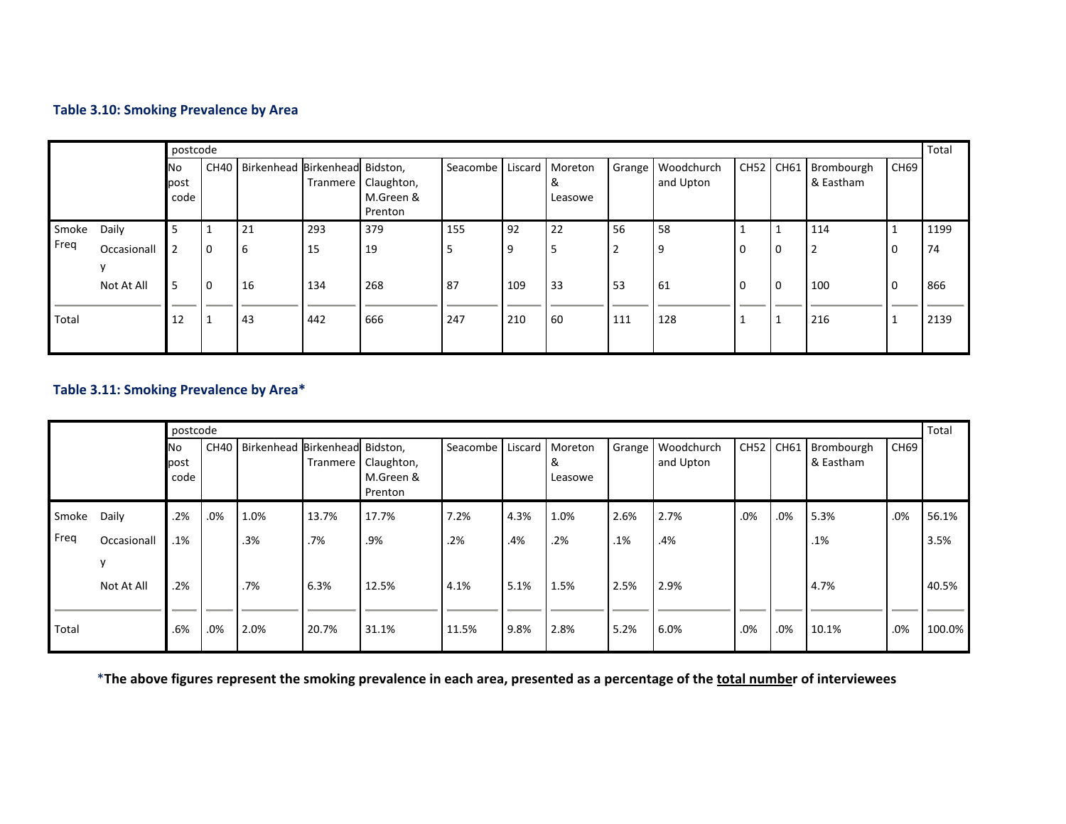### Table 3.10: Smoking Prevalence by Area

| | | postcode | | | | | | | | | | | | | | Total |
|---|---|---|---|---|---|---|---|---|---|---|---|---|---|---|---|---|
| | | No post code | CH40 | Birkenhead | Birkenhead Tranmere | Bidston, Claughton, M.Green & Prenton | Seacombe | Liscard | Moreton & Leasowe | Grange | Woodchurch and Upton | CH52 | CH61 | Brombourgh & Eastham | CH69 | |
| Smoke Freq | Daily | 5 | 1 | 21 | 293 | 379 | 155 | 92 | 22 | 56 | 58 | 1 | 1 | 114 | 1 | 1199 |
| | Occasionally | 2 | 0 | 6 | 15 | 19 | 5 | 9 | 5 | 2 | 9 | 0 | 0 | 2 | 0 | 74 |
| | Not At All | 5 | 0 | 16 | 134 | 268 | 87 | 109 | 33 | 53 | 61 | 0 | 0 | 100 | 0 | 866 |
| Total | | 12 | 1 | 43 | 442 | 666 | 247 | 210 | 60 | 111 | 128 | 1 | 1 | 216 | 1 | 2139 |

### Table 3.11: Smoking Prevalence by Area*

| | | postcode | | | | | | | | | | | | | | Total |
|---|---|---|---|---|---|---|---|---|---|---|---|---|---|---|---|---|
| | | No post code | CH40 | Birkenhead | Birkenhead Tranmere | Bidston, Claughton, M.Green & Prenton | Seacombe | Liscard | Moreton & Leasowe | Grange | Woodchurch and Upton | CH52 | CH61 | Brombourgh & Eastham | CH69 | |
| Smoke Freq | Daily | .2% | .0% | 1.0% | 13.7% | 17.7% | 7.2% | 4.3% | 1.0% | 2.6% | 2.7% | .0% | .0% | 5.3% | .0% | 56.1% |
| | Occasionally | .1% | | .3% | .7% | .9% | .2% | .4% | .2% | .1% | .4% | | | .1% | | 3.5% |
| | Not At All | .2% | | .7% | 6.3% | 12.5% | 4.1% | 5.1% | 1.5% | 2.5% | 2.9% | | | 4.7% | | 40.5% |
| Total | | .6% | .0% | 2.0% | 20.7% | 31.1% | 11.5% | 9.8% | 2.8% | 5.2% | 6.0% | .0% | .0% | 10.1% | .0% | 100.0% |

***The above figures represent the smoking prevalence in each area, presented as a percentage of the total number of interviewees**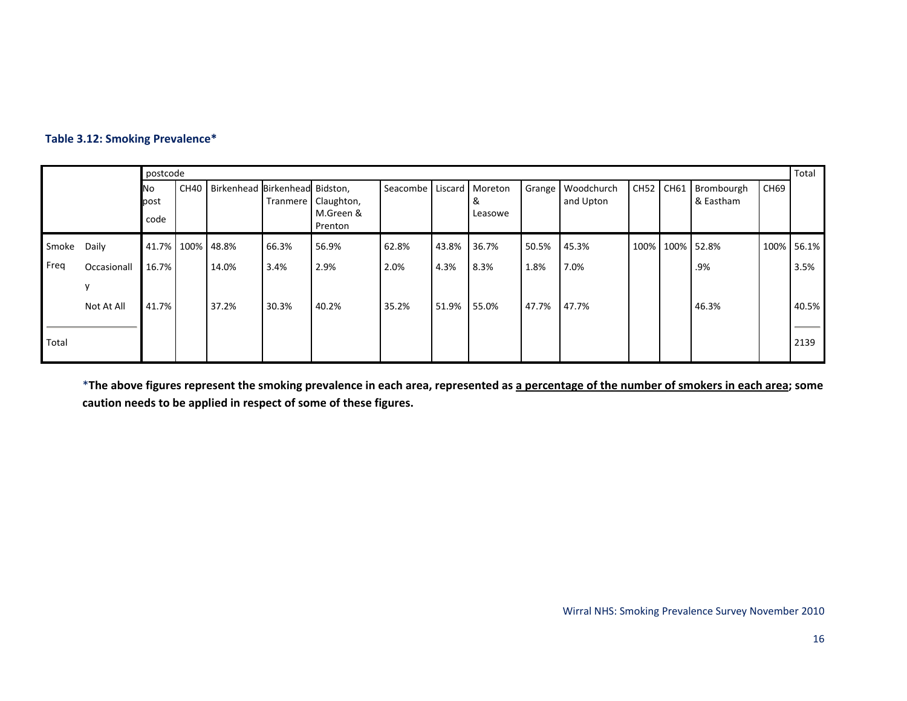**Table 3.12: Smoking Prevalence***

| | | postcode | | | | | | | | | | | | | | Total |
|---|---|---|---|---|---|---|---|---|---|---|---|---|---|---|---|---|
| | | No post code | CH40 | Birkenhead | Birkenhead Tranmere | Bidston, Claughton, M.Green & Prenton | Seacombe | Liscard | Moreton & Leasowe | Grange | Woodchurch and Upton | CH52 | CH61 | Brombourgh & Eastham | CH69 | |
| Smoke Freq | Daily | 41.7% | 100% | 48.8% | 66.3% | 56.9% | 62.8% | 43.8% | 36.7% | 50.5% | 45.3% | 100% | 100% | 52.8% | 100% | 56.1% |
| | Occasionally | 16.7% | | 14.0% | 3.4% | 2.9% | 2.0% | 4.3% | 8.3% | 1.8% | 7.0% | | | .9% | | 3.5% |
| | Not At All | 41.7% | | 37.2% | 30.3% | 40.2% | 35.2% | 51.9% | 55.0% | 47.7% | 47.7% | | | 46.3% | | 40.5% |
| Total | | | | | | | | | | | | | | | | 2139 |

***The above figures represent the smoking prevalence in each area, represented as a percentage of the number of smokers in each area; some caution needs to be applied in respect of some of these figures.**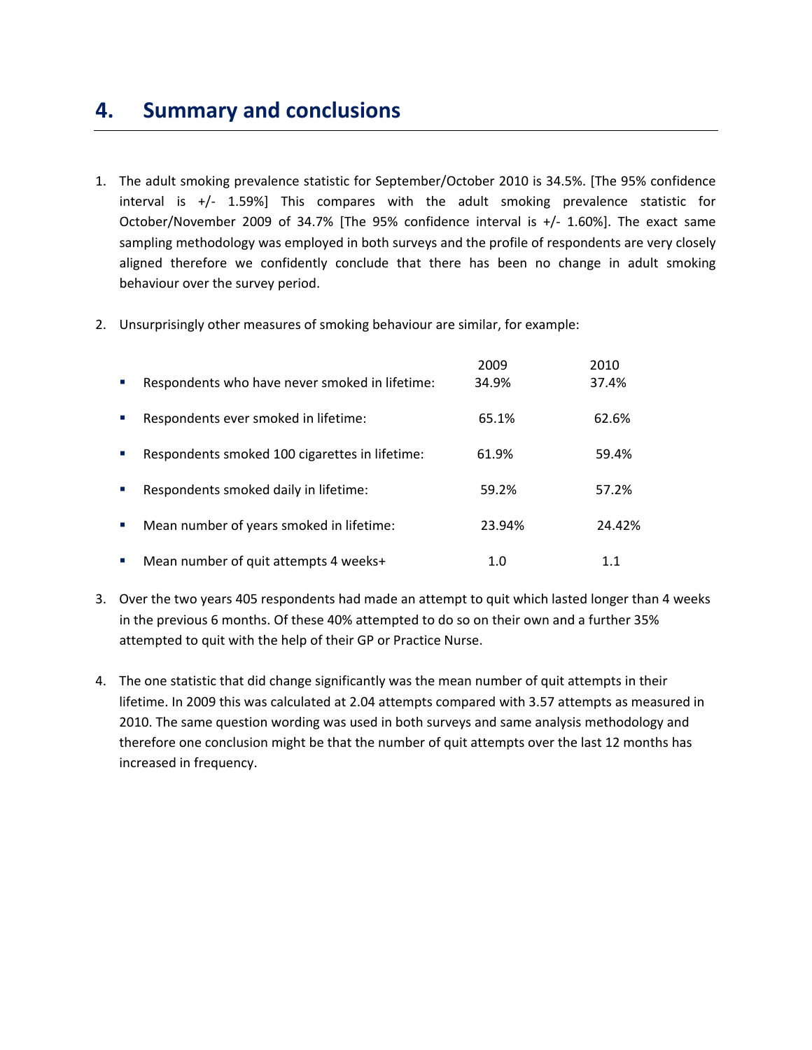## 4. Summary and conclusions

1. The adult smoking prevalence statistic for September/October 2010 is 34.5%. [The 95% confidence interval is +/- 1.59%] This compares with the adult smoking prevalence statistic for October/November 2009 of 34.7% [The 95% confidence interval is +/- 1.60%]. The exact same sampling methodology was employed in both surveys and the profile of respondents are very closely aligned therefore we confidently conclude that there has been no change in adult smoking behaviour over the survey period.

2. Unsurprisingly other measures of smoking behaviour are similar, for example:

| | 2009 | 2010 |
|---|---|---|
| Respondents who have never smoked in lifetime: | 34.9% | 37.4% |
| Respondents ever smoked in lifetime: | 65.1% | 62.6% |
| Respondents smoked 100 cigarettes in lifetime: | 61.9% | 59.4% |
| Respondents smoked daily in lifetime: | 59.2% | 57.2% |
| Mean number of years smoked in lifetime: | 23.94% | 24.42% |
| Mean number of quit attempts 4 weeks+ | 1.0 | 1.1 |

3. Over the two years 405 respondents had made an attempt to quit which lasted longer than 4 weeks in the previous 6 months. Of these 40% attempted to do so on their own and a further 35% attempted to quit with the help of their GP or Practice Nurse.

4. The one statistic that did change significantly was the mean number of quit attempts in their lifetime. In 2009 this was calculated at 2.04 attempts compared with 3.57 attempts as measured in 2010. The same question wording was used in both surveys and same analysis methodology and therefore one conclusion might be that the number of quit attempts over the last 12 months has increased in frequency.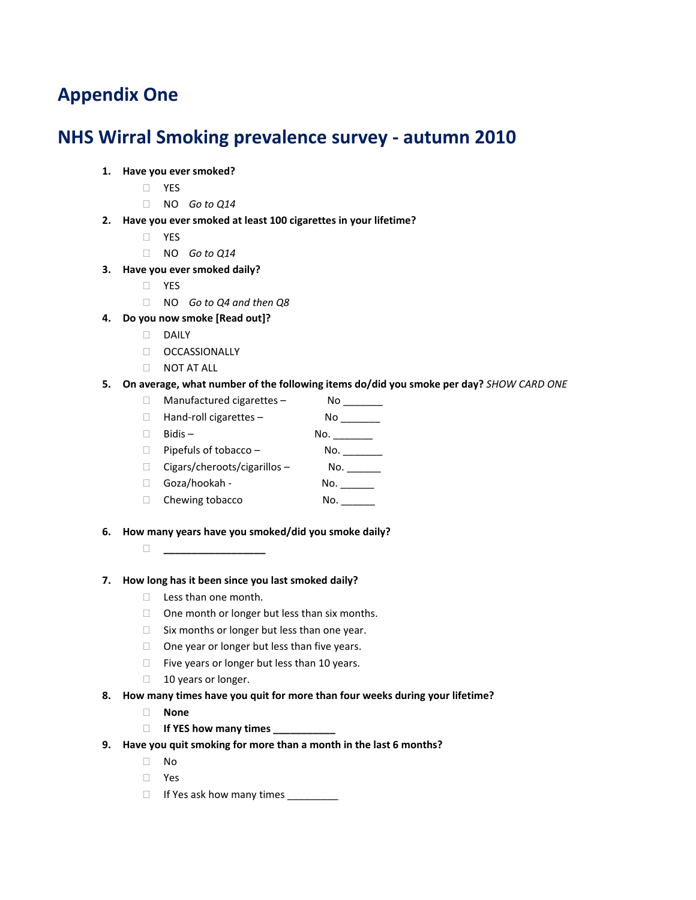# Appendix One

# NHS Wirral Smoking prevalence survey - autumn 2010

1. **Have you ever smoked?**
   - YES
   - NO *Go to Q14*
2. **Have you ever smoked at least 100 cigarettes in your lifetime?**
   - YES
   - NO *Go to Q14*
3. **Have you ever smoked daily?**
   - YES
   - NO *Go to Q4 and then Q8*
4. **Do you now smoke [Read out]?**
   - DAILY
   - OCCASSIONALLY
   - NOT AT ALL
5. **On average, what number of the following items do/did you smoke per day?** *SHOW CARD ONE*
   - Manufactured cigarettes – No _______
   - Hand-roll cigarettes – No _______
   - Bidis – No. _______
   - Pipefuls of tobacco – No. _______
   - Cigars/cheroots/cigarillos – No. ______
   - Goza/hookah - No. ______
   - Chewing tobacco No. ______
6. **How many years have you smoked/did you smoke daily?**
   - ___________________
7. **How long has it been since you last smoked daily?**
   - Less than one month.
   - One month or longer but less than six months.
   - Six months or longer but less than one year.
   - One year or longer but less than five years.
   - Five years or longer but less than 10 years.
   - 10 years or longer.
8. **How many times have you quit for more than four weeks during your lifetime?**
   - **None**
   - **If YES how many times ___________**
9. **Have you quit smoking for more than a month in the last 6 months?**
   - No
   - Yes
   - If Yes ask how many times _________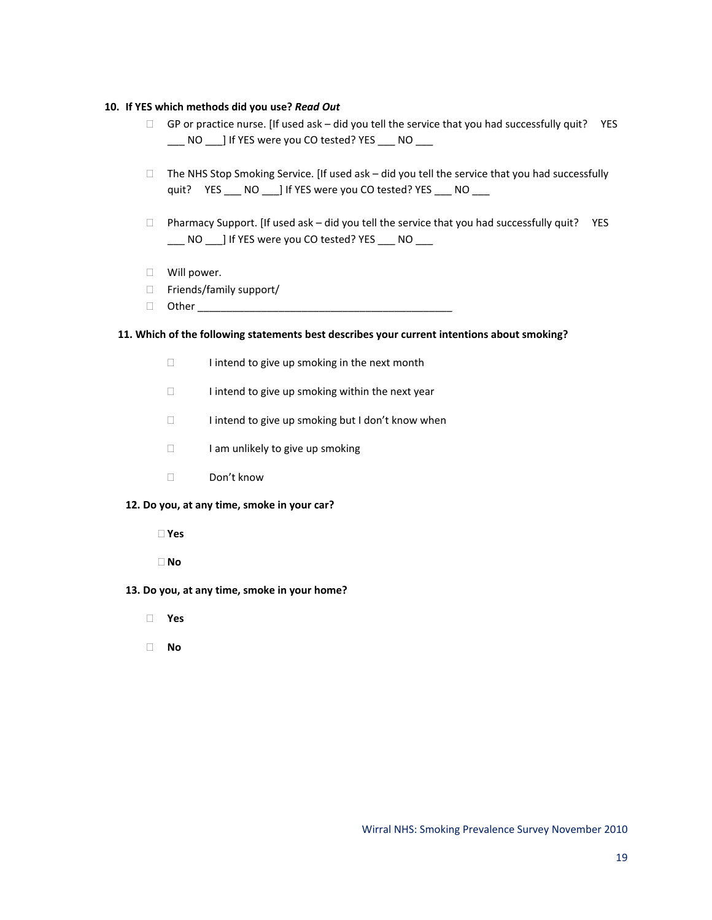**10. If YES which methods did you use?** ***Read Out***

- ☐ GP or practice nurse. [If used ask – did you tell the service that you had successfully quit? YES ___ NO ___] If YES were you CO tested? YES ___ NO ___

- ☐ The NHS Stop Smoking Service. [If used ask – did you tell the service that you had successfully quit? YES ___ NO ___] If YES were you CO tested? YES ___ NO ___

- ☐ Pharmacy Support. [If used ask – did you tell the service that you had successfully quit? YES ___ NO ___] If YES were you CO tested? YES ___ NO ___

- ☐ Will power.
- ☐ Friends/family support/
- ☐ Other ____________________________________________

**11. Which of the following statements best describes your current intentions about smoking?**

- ☐ I intend to give up smoking in the next month
- ☐ I intend to give up smoking within the next year
- ☐ I intend to give up smoking but I don't know when
- ☐ I am unlikely to give up smoking
- ☐ Don't know

**12. Do you, at any time, smoke in your car?**

- ☐ **Yes**
- ☐ **No**

**13. Do you, at any time, smoke in your home?**

- ☐ **Yes**
- ☐ **No**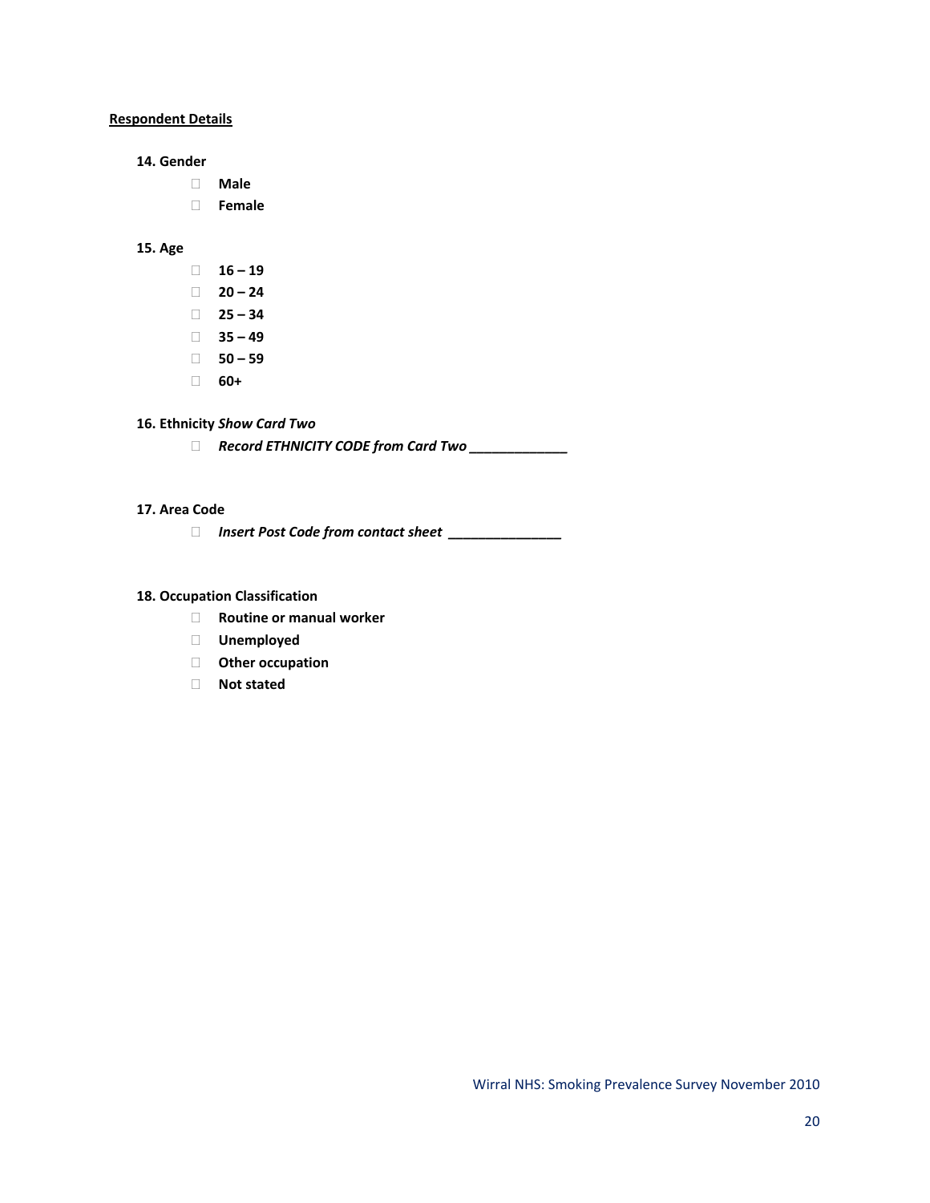**Respondent Details**

**14. Gender**

- **Male**
- **Female**

**15. Age**

- **16 – 19**
- **20 – 24**
- **25 – 34**
- **35 – 49**
- **50 – 59**
- **60+**

**16. Ethnicity** ***Show Card Two***

- ***Record ETHNICITY CODE from Card Two _____________***

**17. Area Code**

- ***Insert Post Code from contact sheet _______________***

**18. Occupation Classification**

- **Routine or manual worker**
- **Unemployed**
- **Other occupation**
- **Not stated**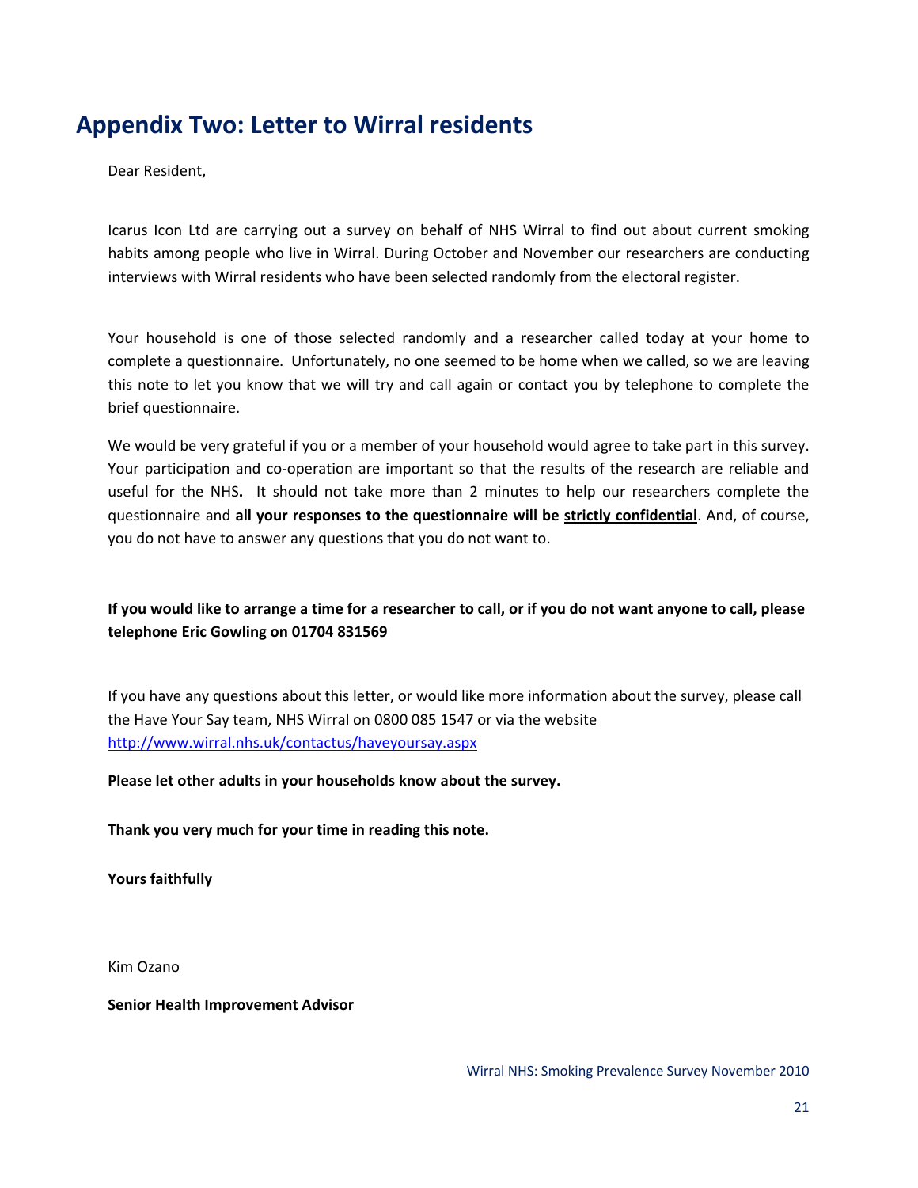# Appendix Two: Letter to Wirral residents

Dear Resident,

Icarus Icon Ltd are carrying out a survey on behalf of NHS Wirral to find out about current smoking habits among people who live in Wirral. During October and November our researchers are conducting interviews with Wirral residents who have been selected randomly from the electoral register.

Your household is one of those selected randomly and a researcher called today at your home to complete a questionnaire. Unfortunately, no one seemed to be home when we called, so we are leaving this note to let you know that we will try and call again or contact you by telephone to complete the brief questionnaire.

We would be very grateful if you or a member of your household would agree to take part in this survey. Your participation and co-operation are important so that the results of the research are reliable and useful for the NHS**.** It should not take more than 2 minutes to help our researchers complete the questionnaire and **all your responses to the questionnaire will be <u>strictly confidential</u>**. And, of course, you do not have to answer any questions that you do not want to.

**If you would like to arrange a time for a researcher to call, or if you do not want anyone to call, please telephone Eric Gowling on 01704 831569**

If you have any questions about this letter, or would like more information about the survey, please call the Have Your Say team, NHS Wirral on 0800 085 1547 or via the website http://www.wirral.nhs.uk/contactus/haveyoursay.aspx

**Please let other adults in your households know about the survey.**

**Thank you very much for your time in reading this note.**

**Yours faithfully**

Kim Ozano

**Senior Health Improvement Advisor**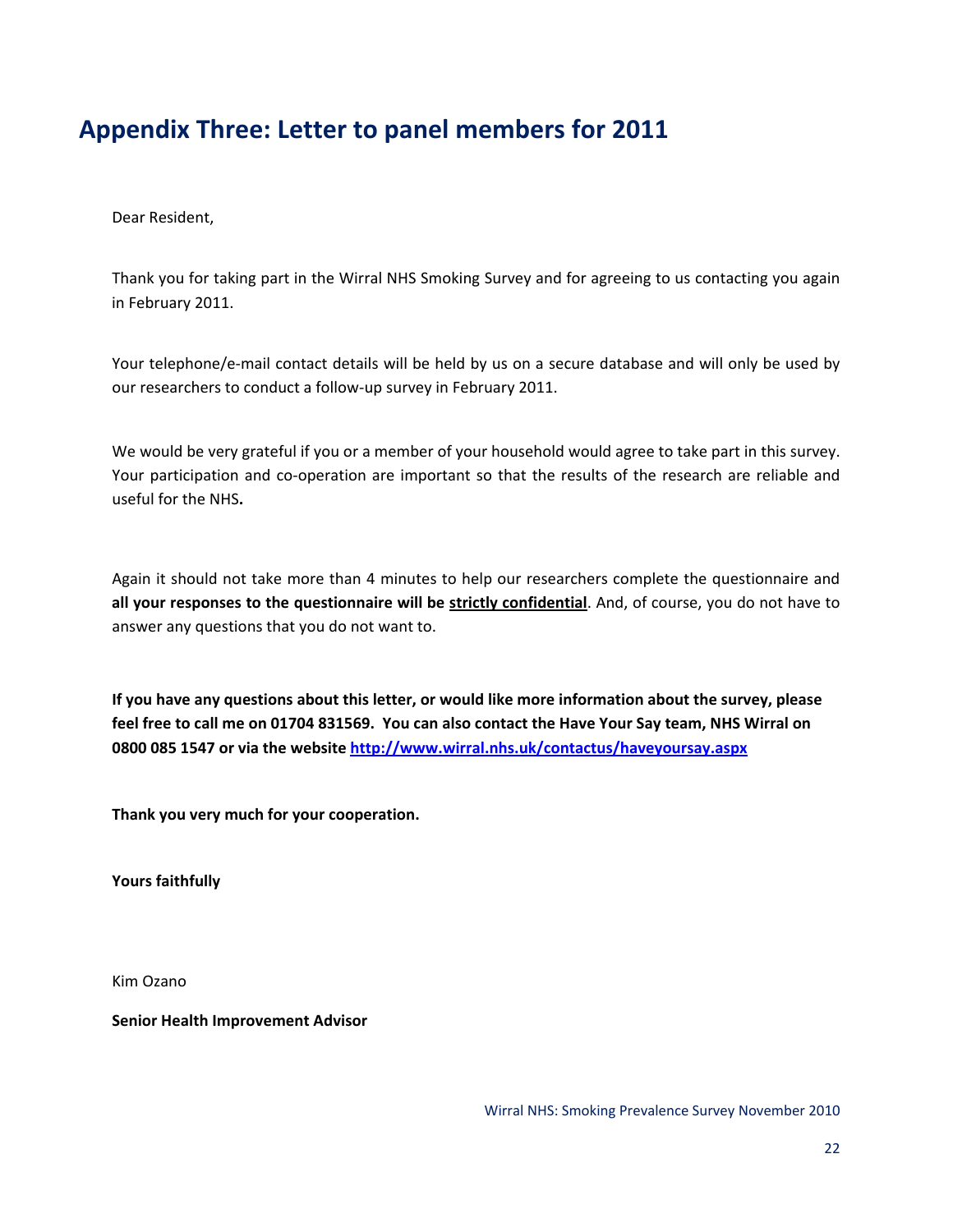# Appendix Three: Letter to panel members for 2011

Dear Resident,

Thank you for taking part in the Wirral NHS Smoking Survey and for agreeing to us contacting you again in February 2011.

Your telephone/e-mail contact details will be held by us on a secure database and will only be used by our researchers to conduct a follow-up survey in February 2011.

We would be very grateful if you or a member of your household would agree to take part in this survey. Your participation and co-operation are important so that the results of the research are reliable and useful for the NHS**.**

Again it should not take more than 4 minutes to help our researchers complete the questionnaire and **all your responses to the questionnaire will be <u>strictly confidential</u>**. And, of course, you do not have to answer any questions that you do not want to.

**If you have any questions about this letter, or would like more information about the survey, please feel free to call me on 01704 831569. You can also contact the Have Your Say team, NHS Wirral on 0800 085 1547 or via the website [http://www.wirral.nhs.uk/contactus/haveyoursay.aspx](http://www.wirral.nhs.uk/contactus/haveyoursay.aspx)**

**Thank you very much for your cooperation.**

**Yours faithfully**

Kim Ozano

**Senior Health Improvement Advisor**